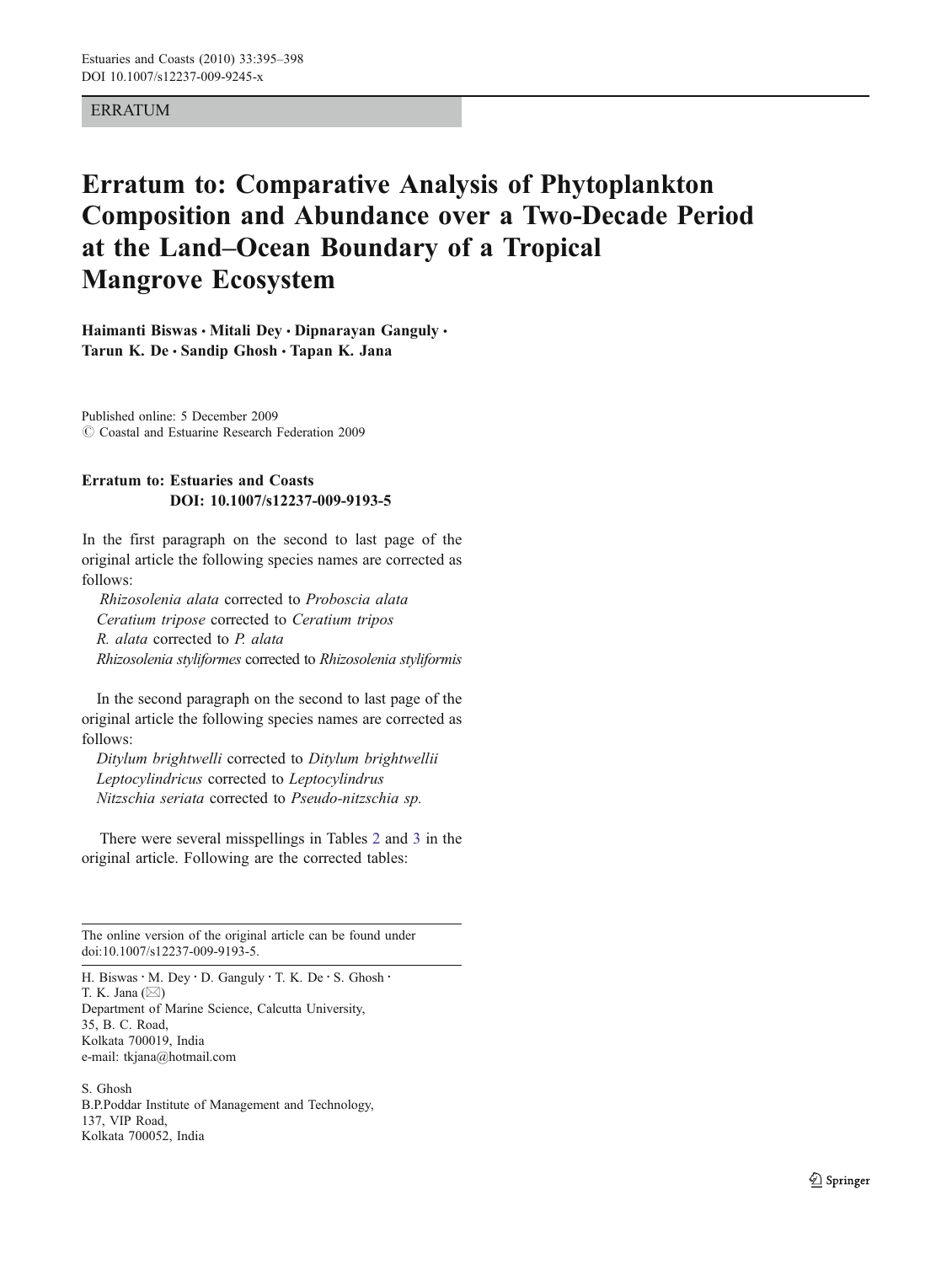ERRATUM

# Erratum to: Comparative Analysis of Phytoplankton Composition and Abundance over a Two-Decade Period at the Land–Ocean Boundary of a Tropical Mangrove Ecosystem

**Haimanti Biswas · Mitali Dey · Dipnarayan Ganguly · Tarun K. De · Sandip Ghosh · Tapan K. Jana**

Published online: 5 December 2009
© Coastal and Estuarine Research Federation 2009

**Erratum to: Estuaries and Coasts DOI: 10.1007/s12237-009-9193-5**

In the first paragraph on the second to last page of the original article the following species names are corrected as follows:

*Rhizosolenia alata* corrected to *Proboscia alata*
*Ceratium tripose* corrected to *Ceratium tripos*
*R. alata* corrected to *P. alata*
*Rhizosolenia styliformes* corrected to *Rhizosolenia styliformis*

In the second paragraph on the second to last page of the original article the following species names are corrected as follows:

*Ditylum brightwelli* corrected to *Ditylum brightwellii*
*Leptocylindricus* corrected to *Leptocylindrus*
*Nitzschia seriata* corrected to *Pseudo-nitzschia sp.*

There were several misspellings in Tables 2 and 3 in the original article. Following are the corrected tables:

---

The online version of the original article can be found under doi:10.1007/s12237-009-9193-5.

H. Biswas · M. Dey · D. Ganguly · T. K. De · S. Ghosh · T. K. Jana (✉)
Department of Marine Science, Calcutta University,
35, B. C. Road,
Kolkata 700019, India
e-mail: tkjana@hotmail.com

S. Ghosh
B.P.Poddar Institute of Management and Technology,
137, VIP Road,
Kolkata 700052, India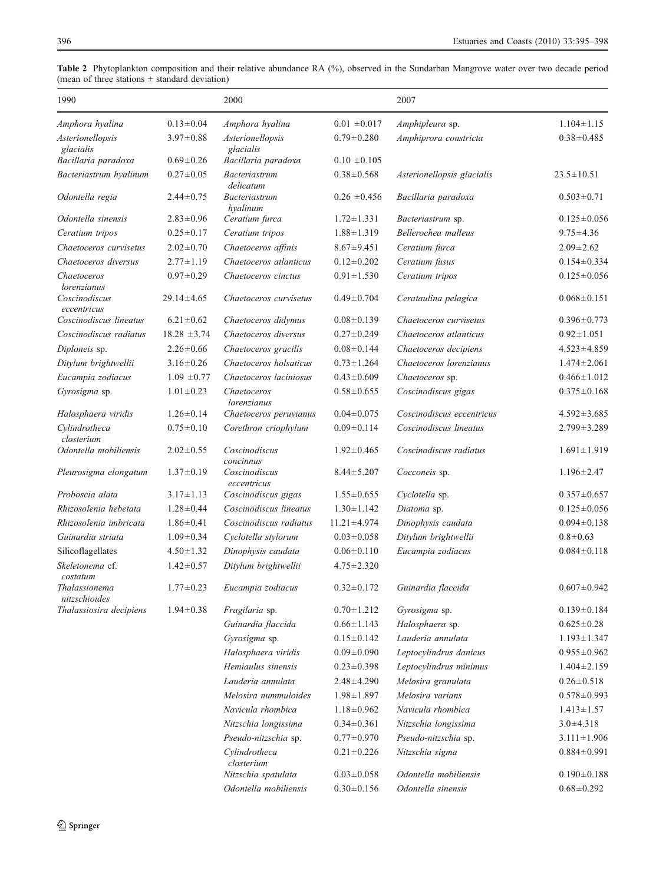**Table 2** Phytoplankton composition and their relative abundance RA (%), observed in the Sundarban Mangrove water over two decade period (mean of three stations ± standard deviation)

| 1990 | | 2000 | | 2007 | |
|---|---|---|---|---|---|
| *Amphora hyalina* | 0.13±0.04 | *Amphora hyalina* | 0.01 ±0.017 | *Amphipleura* sp. | 1.104±1.15 |
| *Asterionellopsis glacialis* | 3.97±0.88 | *Asterionellopsis glacialis* | 0.79±0.280 | *Amphiprora constricta* | 0.38±0.485 |
| *Bacillaria paradoxa* | 0.69±0.26 | *Bacillaria paradoxa* | 0.10 ±0.105 | | |
| *Bacteriastrum hyalinum* | 0.27±0.05 | *Bacteriastrum delicatum* | 0.38±0.568 | *Asterionellopsis glacialis* | 23.5±10.51 |
| *Odontella regia* | 2.44±0.75 | *Bacteriastrum hyalinum* | 0.26 ±0.456 | *Bacillaria paradoxa* | 0.503±0.71 |
| *Odontella sinensis* | 2.83±0.96 | *Ceratium furca* | 1.72±1.331 | *Bacteriastrum* sp. | 0.125±0.056 |
| *Ceratium tripos* | 0.25±0.17 | *Ceratium tripos* | 1.88±1.319 | *Bellerochea malleus* | 9.75±4.36 |
| *Chaetoceros curvisetus* | 2.02±0.70 | *Chaetoceros affinis* | 8.67±9.451 | *Ceratium furca* | 2.09±2.62 |
| *Chaetoceros diversus* | 2.77±1.19 | *Chaetoceros atlanticus* | 0.12±0.202 | *Ceratium fusus* | 0.154±0.334 |
| *Chaetoceros lorenzianus* | 0.97±0.29 | *Chaetoceros cinctus* | 0.91±1.530 | *Ceratium tripos* | 0.125±0.056 |
| *Coscinodiscus eccentricus* | 29.14±4.65 | *Chaetoceros curvisetus* | 0.49±0.704 | *Cerataulina pelagica* | 0.068±0.151 |
| *Coscinodiscus lineatus* | 6.21±0.62 | *Chaetoceros didymus* | 0.08±0.139 | *Chaetoceros curvisetus* | 0.396±0.773 |
| *Coscinodiscus radiatus* | 18.28 ±3.74 | *Chaetoceros diversus* | 0.27±0.249 | *Chaetoceros atlanticus* | 0.92±1.051 |
| *Diploneis* sp. | 2.26±0.66 | *Chaetoceros gracilis* | 0.08±0.144 | *Chaetoceros decipiens* | 4.523±4.859 |
| *Ditylum brightwellii* | 3.16±0.26 | *Chaetoceros holsaticus* | 0.73±1.264 | *Chaetoceros lorenzianus* | 1.474±2.061 |
| *Eucampia zodiacus* | 1.09 ±0.77 | *Chaetoceros laciniosus* | 0.43±0.609 | *Chaetoceros* sp. | 0.466±1.012 |
| *Gyrosigma* sp. | 1.01±0.23 | *Chaetoceros lorenzianus* | 0.58±0.655 | *Coscinodiscus gigas* | 0.375±0.168 |
| *Halosphaera viridis* | 1.26±0.14 | *Chaetoceros peruvianus* | 0.04±0.075 | *Coscinodiscus eccentricus* | 4.592±3.685 |
| *Cylindrotheca closterium* | 0.75±0.10 | *Corethron criophylum* | 0.09±0.114 | *Coscinodiscus lineatus* | 2.799±3.289 |
| *Odontella mobiliensis* | 2.02±0.55 | *Coscinodiscus concinnus* | 1.92±0.465 | *Coscinodiscus radiatus* | 1.691±1.919 |
| *Pleurosigma elongatum* | 1.37±0.19 | *Coscinodiscus eccentricus* | 8.44±5.207 | *Cocconeis* sp. | 1.196±2.47 |
| *Proboscia alata* | 3.17±1.13 | *Coscinodiscus gigas* | 1.55±0.655 | *Cyclotella* sp. | 0.357±0.657 |
| *Rhizosolenia hebetata* | 1.28±0.44 | *Coscinodiscus lineatus* | 1.30±1.142 | *Diatoma* sp. | 0.125±0.056 |
| *Rhizosolenia imbricata* | 1.86±0.41 | *Coscinodiscus radiatus* | 11.21±4.974 | *Dinophysis caudata* | 0.094±0.138 |
| *Guinardia striata* | 1.09±0.34 | *Cyclotella stylorum* | 0.03±0.058 | *Ditylum brightwellii* | 0.8±0.63 |
| Silicoflagellates | 4.50±1.32 | *Dinophysis caudata* | 0.06±0.110 | *Eucampia zodiacus* | 0.084±0.118 |
| *Skeletonema* cf. *costatum* | 1.42±0.57 | *Ditylum brightwellii* | 4.75±2.320 | | |
| *Thalassionema nitzschioides* | 1.77±0.23 | *Eucampia zodiacus* | 0.32±0.172 | *Guinardia flaccida* | 0.607±0.942 |
| *Thalassiosira decipiens* | 1.94±0.38 | *Fragilaria* sp. | 0.70±1.212 | *Gyrosigma* sp. | 0.139±0.184 |
| | | *Guinardia flaccida* | 0.66±1.143 | *Halosphaera* sp. | 0.625±0.28 |
| | | *Gyrosigma* sp. | 0.15±0.142 | *Lauderia annulata* | 1.193±1.347 |
| | | *Halosphaera viridis* | 0.09±0.090 | *Leptocylindrus danicus* | 0.955±0.962 |
| | | *Hemiaulus sinensis* | 0.23±0.398 | *Leptocylindrus minimus* | 1.404±2.159 |
| | | *Lauderia annulata* | 2.48±4.290 | *Melosira granulata* | 0.26±0.518 |
| | | *Melosira nummuloides* | 1.98±1.897 | *Melosira varians* | 0.578±0.993 |
| | | *Navicula rhombica* | 1.18±0.962 | *Navicula rhombica* | 1.413±1.57 |
| | | *Nitzschia longissima* | 0.34±0.361 | *Nitzschia longissima* | 3.0±4.318 |
| | | *Pseudo-nitzschia* sp. | 0.77±0.970 | *Pseudo-nitzschia* sp. | 3.111±1.906 |
| | | *Cylindrotheca closterium* | 0.21±0.226 | *Nitzschia sigma* | 0.884±0.991 |
| | | *Nitzschia spatulata* | 0.03±0.058 | *Odontella mobiliensis* | 0.190±0.188 |
| | | *Odontella mobiliensis* | 0.30±0.156 | *Odontella sinensis* | 0.68±0.292 |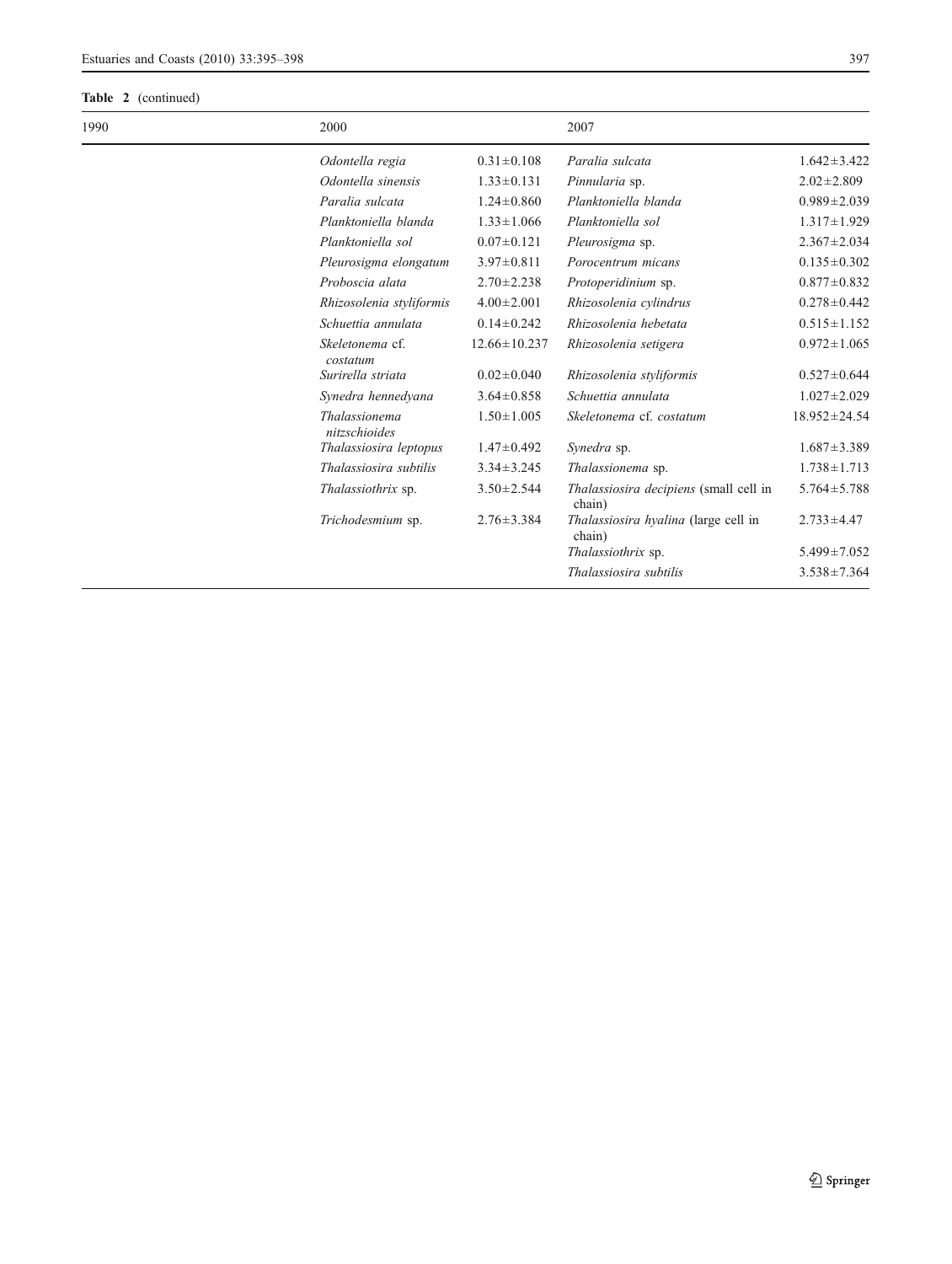**Table 2** (continued)

| 1990 | | 2000 | | 2007 | |
|---|---|---|---|---|---|
| | | *Odontella regia* | 0.31±0.108 | *Paralia sulcata* | 1.642±3.422 |
| | | *Odontella sinensis* | 1.33±0.131 | *Pinnularia* sp. | 2.02±2.809 |
| | | *Paralia sulcata* | 1.24±0.860 | *Planktoniella blanda* | 0.989±2.039 |
| | | *Planktoniella blanda* | 1.33±1.066 | *Planktoniella sol* | 1.317±1.929 |
| | | *Planktoniella sol* | 0.07±0.121 | *Pleurosigma* sp. | 2.367±2.034 |
| | | *Pleurosigma elongatum* | 3.97±0.811 | *Porocentrum micans* | 0.135±0.302 |
| | | *Proboscia alata* | 2.70±2.238 | *Protoperidinium* sp. | 0.877±0.832 |
| | | *Rhizosolenia styliformis* | 4.00±2.001 | *Rhizosolenia cylindrus* | 0.278±0.442 |
| | | *Schuettia annulata* | 0.14±0.242 | *Rhizosolenia hebetata* | 0.515±1.152 |
| | | *Skeletonema* cf. *costatum* | 12.66±10.237 | *Rhizosolenia setigera* | 0.972±1.065 |
| | | *Surirella striata* | 0.02±0.040 | *Rhizosolenia styliformis* | 0.527±0.644 |
| | | *Synedra hennedyana* | 3.64±0.858 | *Schuettia annulata* | 1.027±2.029 |
| | | *Thalassionema nitzschioides* | 1.50±1.005 | *Skeletonema* cf. *costatum* | 18.952±24.54 |
| | | *Thalassiosira leptopus* | 1.47±0.492 | *Synedra* sp. | 1.687±3.389 |
| | | *Thalassiosira subtilis* | 3.34±3.245 | *Thalassionema* sp. | 1.738±1.713 |
| | | *Thalassiothrix* sp. | 3.50±2.544 | *Thalassiosira decipiens* (small cell in chain) | 5.764±5.788 |
| | | *Trichodesmium* sp. | 2.76±3.384 | *Thalassiosira hyalina* (large cell in chain) | 2.733±4.47 |
| | | | | *Thalassiothrix* sp. | 5.499±7.052 |
| | | | | *Thalassiosira subtilis* | 3.538±7.364 |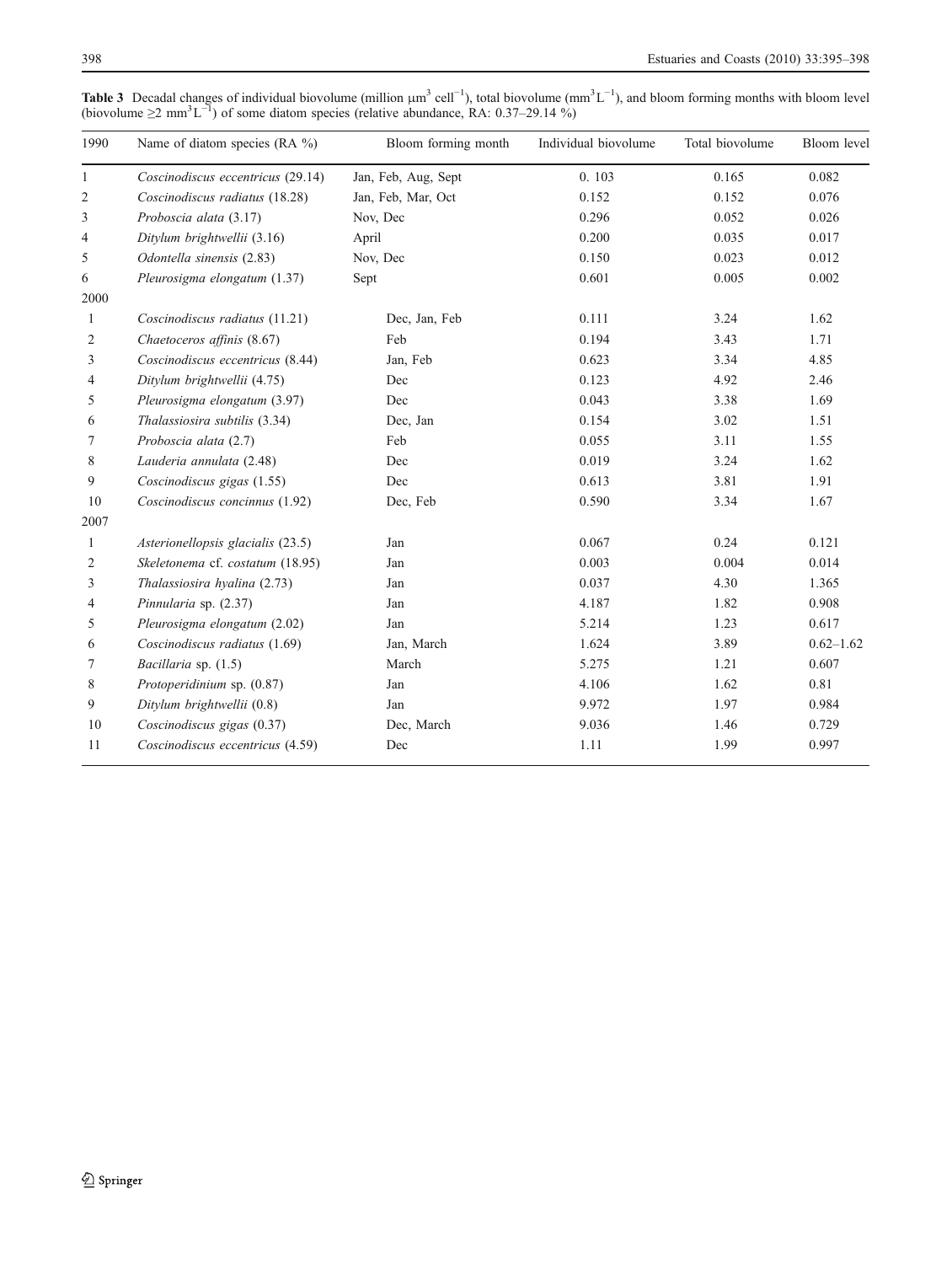**Table 3** Decadal changes of individual biovolume (million $\mu m^3$ cell$^{-1}$), total biovolume (mm$^3$L$^{-1}$), and bloom forming months with bloom level (biovolume ≥2 mm$^3$L$^{-1}$) of some diatom species (relative abundance, RA: 0.37–29.14 %)

| 1990 | Name of diatom species (RA %) | Bloom forming month | Individual biovolume | Total biovolume | Bloom level |
|---|---|---|---|---|---|
| 1 | *Coscinodiscus eccentricus* (29.14) | Jan, Feb, Aug, Sept | 0. 103 | 0.165 | 0.082 |
| 2 | *Coscinodiscus radiatus* (18.28) | Jan, Feb, Mar, Oct | 0.152 | 0.152 | 0.076 |
| 3 | *Proboscia alata* (3.17) | Nov, Dec | 0.296 | 0.052 | 0.026 |
| 4 | *Ditylum brightwellii* (3.16) | April | 0.200 | 0.035 | 0.017 |
| 5 | *Odontella sinensis* (2.83) | Nov, Dec | 0.150 | 0.023 | 0.012 |
| 6 | *Pleurosigma elongatum* (1.37) | Sept | 0.601 | 0.005 | 0.002 |
| 2000 | | | | | |
| 1 | *Coscinodiscus radiatus* (11.21) | Dec, Jan, Feb | 0.111 | 3.24 | 1.62 |
| 2 | *Chaetoceros affinis* (8.67) | Feb | 0.194 | 3.43 | 1.71 |
| 3 | *Coscinodiscus eccentricus* (8.44) | Jan, Feb | 0.623 | 3.34 | 4.85 |
| 4 | *Ditylum brightwellii* (4.75) | Dec | 0.123 | 4.92 | 2.46 |
| 5 | *Pleurosigma elongatum* (3.97) | Dec | 0.043 | 3.38 | 1.69 |
| 6 | *Thalassiosira subtilis* (3.34) | Dec, Jan | 0.154 | 3.02 | 1.51 |
| 7 | *Proboscia alata* (2.7) | Feb | 0.055 | 3.11 | 1.55 |
| 8 | *Lauderia annulata* (2.48) | Dec | 0.019 | 3.24 | 1.62 |
| 9 | *Coscinodiscus gigas* (1.55) | Dec | 0.613 | 3.81 | 1.91 |
| 10 | *Coscinodiscus concinnus* (1.92) | Dec, Feb | 0.590 | 3.34 | 1.67 |
| 2007 | | | | | |
| 1 | *Asterionellopsis glacialis* (23.5) | Jan | 0.067 | 0.24 | 0.121 |
| 2 | *Skeletonema* cf. *costatum* (18.95) | Jan | 0.003 | 0.004 | 0.014 |
| 3 | *Thalassiosira hyalina* (2.73) | Jan | 0.037 | 4.30 | 1.365 |
| 4 | *Pinnularia* sp. (2.37) | Jan | 4.187 | 1.82 | 0.908 |
| 5 | *Pleurosigma elongatum* (2.02) | Jan | 5.214 | 1.23 | 0.617 |
| 6 | *Coscinodiscus radiatus* (1.69) | Jan, March | 1.624 | 3.89 | 0.62–1.62 |
| 7 | *Bacillaria* sp. (1.5) | March | 5.275 | 1.21 | 0.607 |
| 8 | *Protoperidinium* sp. (0.87) | Jan | 4.106 | 1.62 | 0.81 |
| 9 | *Ditylum brightwellii* (0.8) | Jan | 9.972 | 1.97 | 0.984 |
| 10 | *Coscinodiscus gigas* (0.37) | Dec, March | 9.036 | 1.46 | 0.729 |
| 11 | *Coscinodiscus eccentricus* (4.59) | Dec | 1.11 | 1.99 | 0.997 |